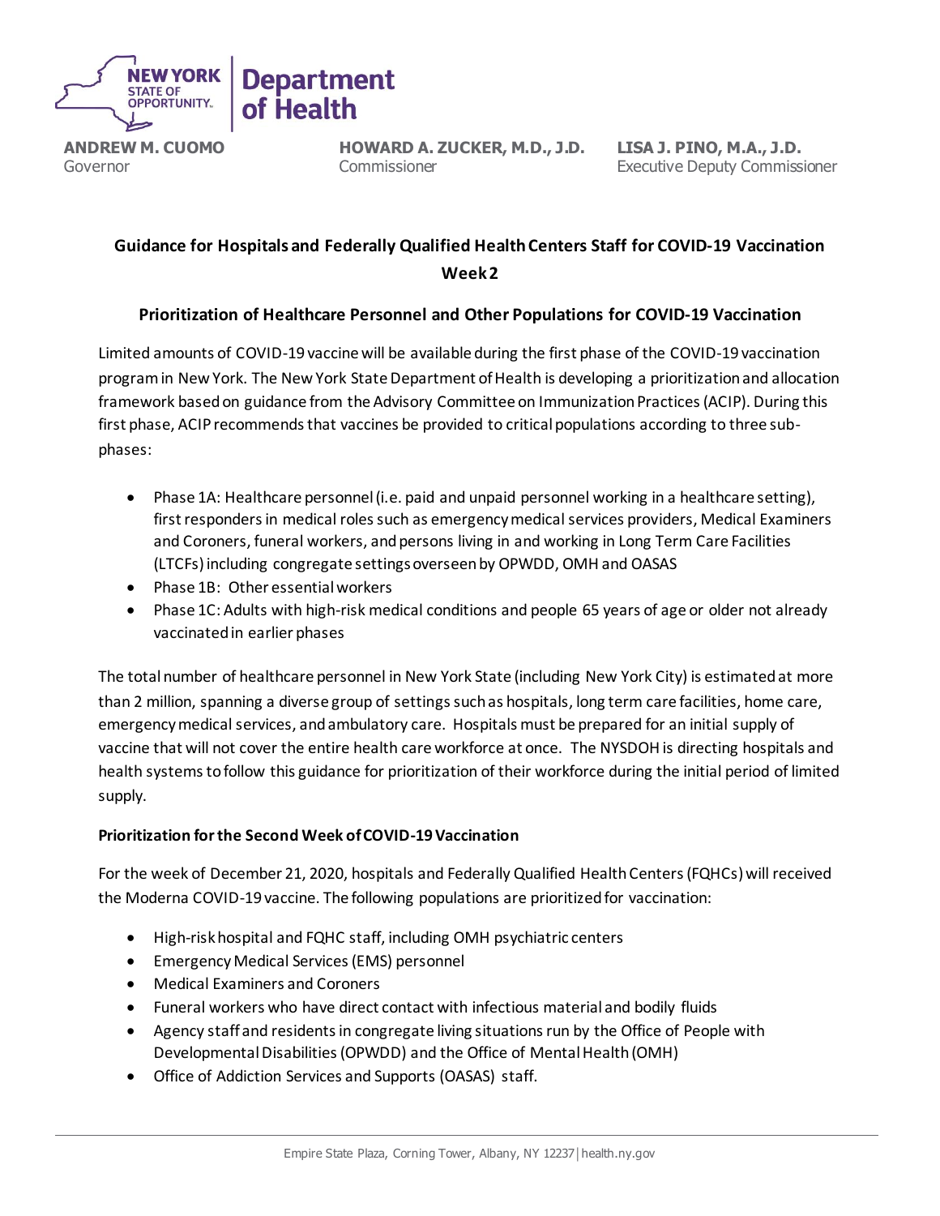NEW YORK STATE OF OPPORTUNITY. | Department of Health

**ANDREW M. CUOMO**
Governor

**HOWARD A. ZUCKER, M.D., J.D.**
Commissioner

**LISA J. PINO, M.A., J.D.**
Executive Deputy Commissioner

## Guidance for Hospitals and Federally Qualified Health Centers Staff for COVID-19 Vaccination Week 2

### Prioritization of Healthcare Personnel and Other Populations for COVID-19 Vaccination

Limited amounts of COVID-19 vaccine will be available during the first phase of the COVID-19 vaccination program in New York. The New York State Department of Health is developing a prioritization and allocation framework based on guidance from the Advisory Committee on Immunization Practices (ACIP). During this first phase, ACIP recommends that vaccines be provided to critical populations according to three sub-phases:

- Phase 1A: Healthcare personnel (i.e. paid and unpaid personnel working in a healthcare setting), first responders in medical roles such as emergency medical services providers, Medical Examiners and Coroners, funeral workers, and persons living in and working in Long Term Care Facilities (LTCFs) including congregate settings overseen by OPWDD, OMH and OASAS
- Phase 1B: Other essential workers
- Phase 1C: Adults with high-risk medical conditions and people 65 years of age or older not already vaccinated in earlier phases

The total number of healthcare personnel in New York State (including New York City) is estimated at more than 2 million, spanning a diverse group of settings such as hospitals, long term care facilities, home care, emergency medical services, and ambulatory care. Hospitals must be prepared for an initial supply of vaccine that will not cover the entire health care workforce at once. The NYSDOH is directing hospitals and health systems to follow this guidance for prioritization of their workforce during the initial period of limited supply.

#### Prioritization for the Second Week of COVID-19 Vaccination

For the week of December 21, 2020, hospitals and Federally Qualified Health Centers (FQHCs) will received the Moderna COVID-19 vaccine. The following populations are prioritized for vaccination:

- High-risk hospital and FQHC staff, including OMH psychiatric centers
- Emergency Medical Services (EMS) personnel
- Medical Examiners and Coroners
- Funeral workers who have direct contact with infectious material and bodily fluids
- Agency staff and residents in congregate living situations run by the Office of People with Developmental Disabilities (OPWDD) and the Office of Mental Health (OMH)
- Office of Addiction Services and Supports (OASAS) staff.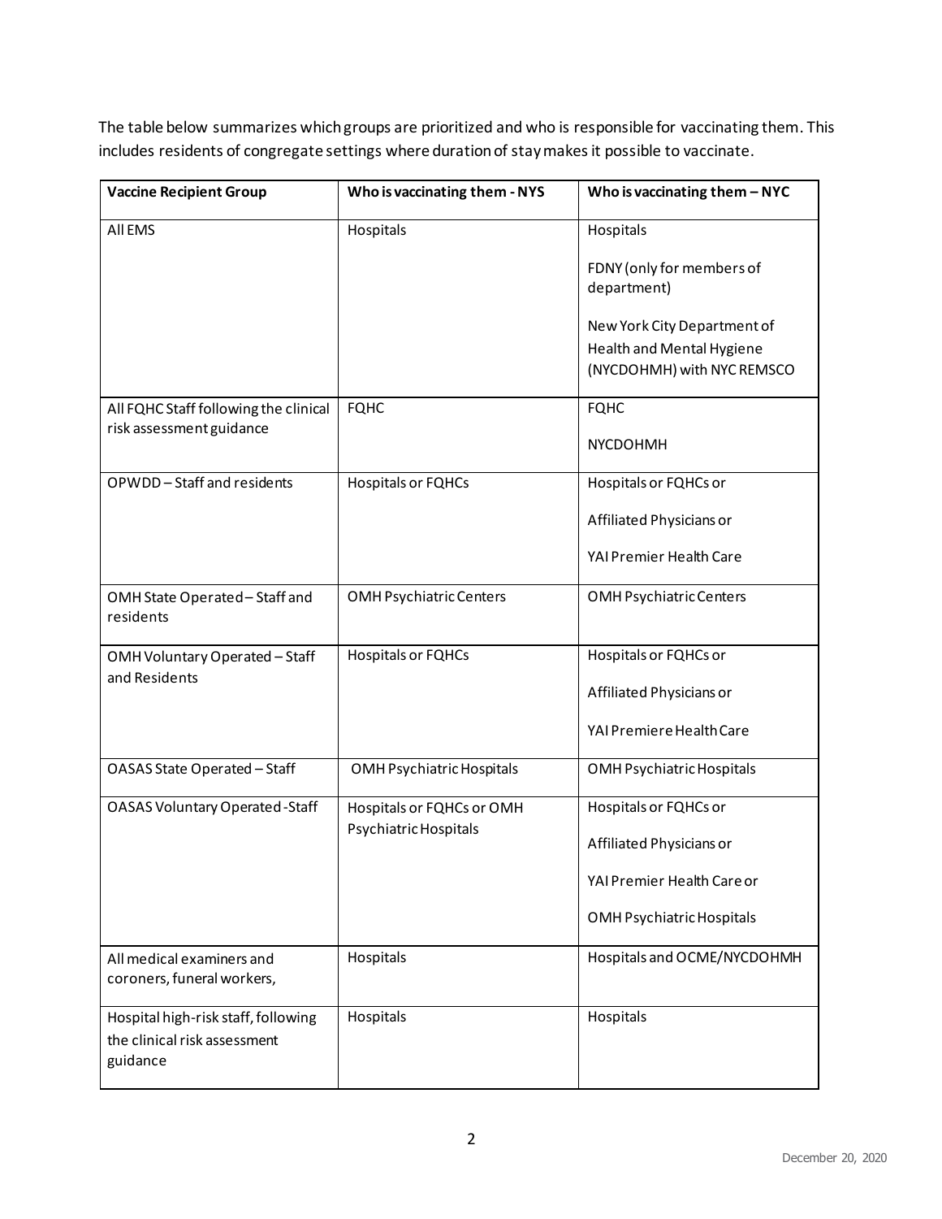The table below summarizes which groups are prioritized and who is responsible for vaccinating them. This includes residents of congregate settings where duration of stay makes it possible to vaccinate.

| Vaccine Recipient Group | Who is vaccinating them - NYS | Who is vaccinating them – NYC |
| --- | --- | --- |
| All EMS | Hospitals | Hospitals<br><br>FDNY (only for members of department)<br><br>New York City Department of Health and Mental Hygiene (NYCDOHMH) with NYC REMSCO |
| All FQHC Staff following the clinical risk assessment guidance | FQHC | FQHC<br><br>NYCDOHMH |
| OPWDD – Staff and residents | Hospitals or FQHCs | Hospitals or FQHCs or<br><br>Affiliated Physicians or<br><br>YAI Premier Health Care |
| OMH State Operated – Staff and residents | OMH Psychiatric Centers | OMH Psychiatric Centers |
| OMH Voluntary Operated – Staff and Residents | Hospitals or FQHCs | Hospitals or FQHCs or<br><br>Affiliated Physicians or<br><br>YAI Premiere Health Care |
| OASAS State Operated – Staff | OMH Psychiatric Hospitals | OMH Psychiatric Hospitals |
| OASAS Voluntary Operated -Staff | Hospitals or FQHCs or OMH Psychiatric Hospitals | Hospitals or FQHCs or<br><br>Affiliated Physicians or<br><br>YAI Premier Health Care or<br><br>OMH Psychiatric Hospitals |
| All medical examiners and coroners, funeral workers, | Hospitals | Hospitals and OCME/NYCDOHMH |
| Hospital high-risk staff, following the clinical risk assessment guidance | Hospitals | Hospitals |

December 20, 2020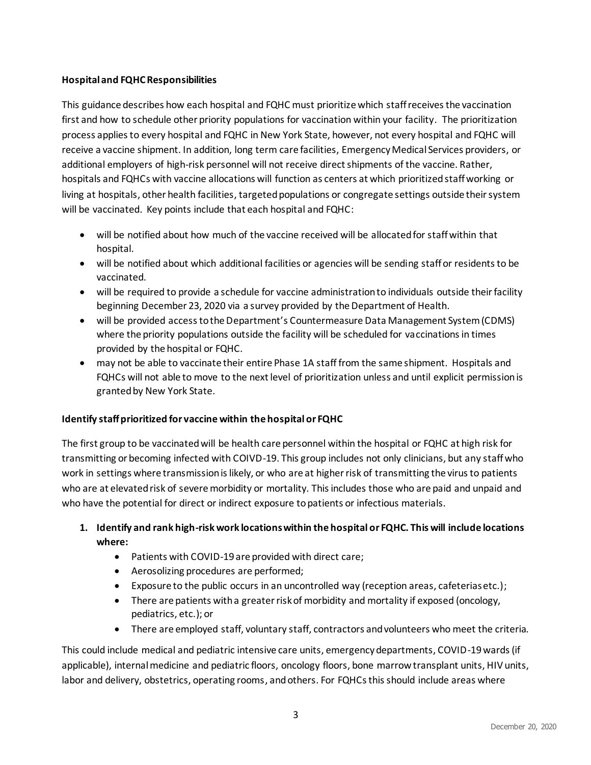**Hospital and FQHC Responsibilities**

This guidance describes how each hospital and FQHC must prioritize which staff receives the vaccination first and how to schedule other priority populations for vaccination within your facility. The prioritization process applies to every hospital and FQHC in New York State, however, not every hospital and FQHC will receive a vaccine shipment. In addition, long term care facilities, Emergency Medical Services providers, or additional employers of high-risk personnel will not receive direct shipments of the vaccine. Rather, hospitals and FQHCs with vaccine allocations will function as centers at which prioritized staff working or living at hospitals, other health facilities, targeted populations or congregate settings outside their system will be vaccinated. Key points include that each hospital and FQHC:

- will be notified about how much of the vaccine received will be allocated for staff within that hospital.
- will be notified about which additional facilities or agencies will be sending staff or residents to be vaccinated.
- will be required to provide a schedule for vaccine administration to individuals outside their facility beginning December 23, 2020 via a survey provided by the Department of Health.
- will be provided access to the Department's Countermeasure Data Management System (CDMS) where the priority populations outside the facility will be scheduled for vaccinations in times provided by the hospital or FQHC.
- may not be able to vaccinate their entire Phase 1A staff from the same shipment. Hospitals and FQHCs will not able to move to the next level of prioritization unless and until explicit permission is granted by New York State.

**Identify staff prioritized for vaccine within the hospital or FQHC**

The first group to be vaccinated will be health care personnel within the hospital or FQHC at high risk for transmitting or becoming infected with COIVD-19. This group includes not only clinicians, but any staff who work in settings where transmission is likely, or who are at higher risk of transmitting the virus to patients who are at elevated risk of severe morbidity or mortality. This includes those who are paid and unpaid and who have the potential for direct or indirect exposure to patients or infectious materials.

1. **Identify and rank high-risk work locations within the hospital or FQHC. This will include locations where:**
    - Patients with COVID-19 are provided with direct care;
    - Aerosolizing procedures are performed;
    - Exposure to the public occurs in an uncontrolled way (reception areas, cafeterias etc.);
    - There are patients with a greater risk of morbidity and mortality if exposed (oncology, pediatrics, etc.); or
    - There are employed staff, voluntary staff, contractors and volunteers who meet the criteria.

This could include medical and pediatric intensive care units, emergency departments, COVID-19 wards (if applicable), internal medicine and pediatric floors, oncology floors, bone marrow transplant units, HIV units, labor and delivery, obstetrics, operating rooms, and others. For FQHCs this should include areas where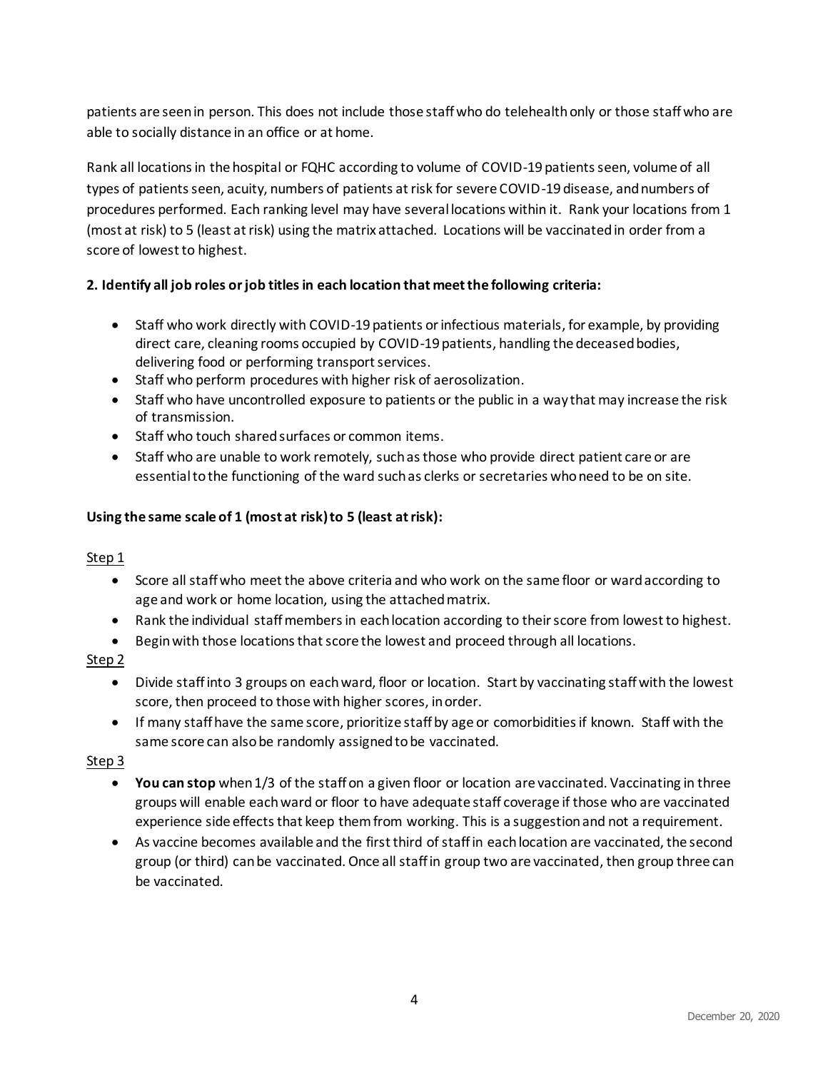patients are seen in person. This does not include those staff who do telehealth only or those staff who are able to socially distance in an office or at home.

Rank all locations in the hospital or FQHC according to volume of COVID-19 patients seen, volume of all types of patients seen, acuity, numbers of patients at risk for severe COVID-19 disease, and numbers of procedures performed. Each ranking level may have several locations within it. Rank your locations from 1 (most at risk) to 5 (least at risk) using the matrix attached. Locations will be vaccinated in order from a score of lowest to highest.

**2. Identify all job roles or job titles in each location that meet the following criteria:**

- Staff who work directly with COVID-19 patients or infectious materials, for example, by providing direct care, cleaning rooms occupied by COVID-19 patients, handling the deceased bodies, delivering food or performing transport services.
- Staff who perform procedures with higher risk of aerosolization.
- Staff who have uncontrolled exposure to patients or the public in a way that may increase the risk of transmission.
- Staff who touch shared surfaces or common items.
- Staff who are unable to work remotely, such as those who provide direct patient care or are essential to the functioning of the ward such as clerks or secretaries who need to be on site.

**Using the same scale of 1 (most at risk) to 5 (least at risk):**

<u>Step 1</u>

- Score all staff who meet the above criteria and who work on the same floor or ward according to age and work or home location, using the attached matrix.
- Rank the individual staff members in each location according to their score from lowest to highest.
- Begin with those locations that score the lowest and proceed through all locations.

<u>Step 2</u>

- Divide staff into 3 groups on each ward, floor or location. Start by vaccinating staff with the lowest score, then proceed to those with higher scores, in order.
- If many staff have the same score, prioritize staff by age or comorbidities if known. Staff with the same score can also be randomly assigned to be vaccinated.

<u>Step 3</u>

- **You can stop** when 1/3 of the staff on a given floor or location are vaccinated. Vaccinating in three groups will enable each ward or floor to have adequate staff coverage if those who are vaccinated experience side effects that keep them from working. This is a suggestion and not a requirement.
- As vaccine becomes available and the first third of staff in each location are vaccinated, the second group (or third) can be vaccinated. Once all staff in group two are vaccinated, then group three can be vaccinated.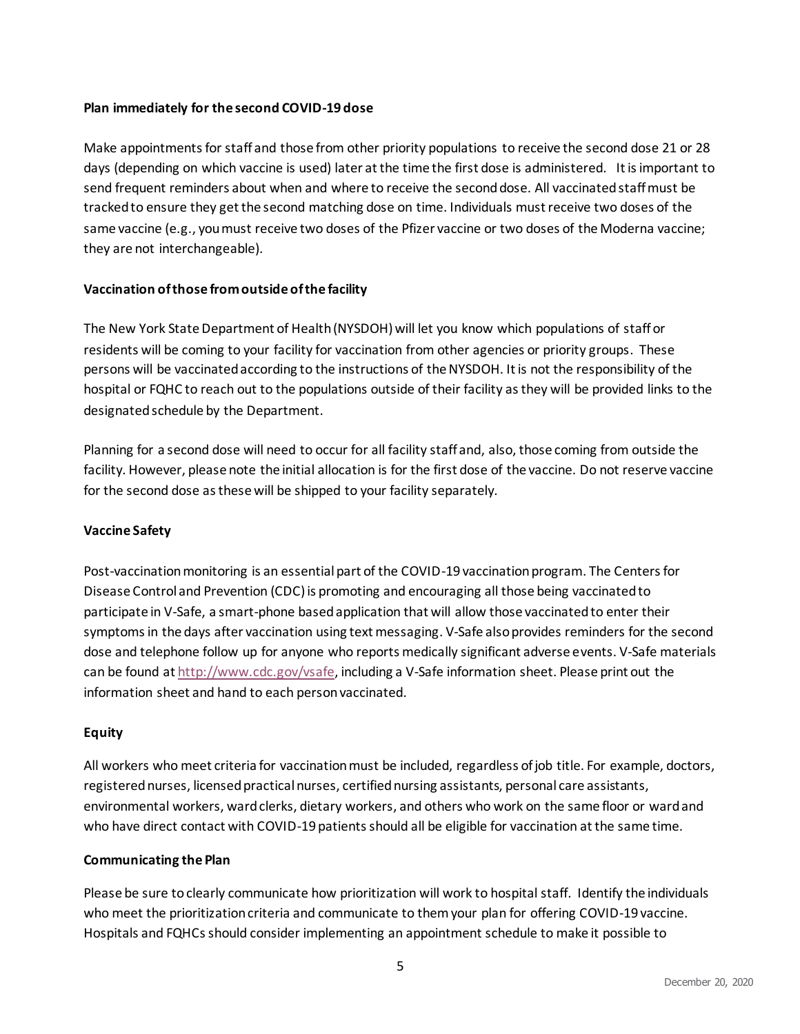**Plan immediately for the second COVID-19 dose**

Make appointments for staff and those from other priority populations to receive the second dose 21 or 28 days (depending on which vaccine is used) later at the time the first dose is administered. It is important to send frequent reminders about when and where to receive the second dose. All vaccinated staff must be tracked to ensure they get the second matching dose on time. Individuals must receive two doses of the same vaccine (e.g., you must receive two doses of the Pfizer vaccine or two doses of the Moderna vaccine; they are not interchangeable).

**Vaccination of those from outside of the facility**

The New York State Department of Health (NYSDOH) will let you know which populations of staff or residents will be coming to your facility for vaccination from other agencies or priority groups. These persons will be vaccinated according to the instructions of the NYSDOH. It is not the responsibility of the hospital or FQHC to reach out to the populations outside of their facility as they will be provided links to the designated schedule by the Department.

Planning for a second dose will need to occur for all facility staff and, also, those coming from outside the facility. However, please note the initial allocation is for the first dose of the vaccine. Do not reserve vaccine for the second dose as these will be shipped to your facility separately.

**Vaccine Safety**

Post-vaccination monitoring is an essential part of the COVID-19 vaccination program. The Centers for Disease Control and Prevention (CDC) is promoting and encouraging all those being vaccinated to participate in V-Safe, a smart-phone based application that will allow those vaccinated to enter their symptoms in the days after vaccination using text messaging. V-Safe also provides reminders for the second dose and telephone follow up for anyone who reports medically significant adverse events. V-Safe materials can be found at [http://www.cdc.gov/vsafe](http://www.cdc.gov/vsafe), including a V-Safe information sheet. Please print out the information sheet and hand to each person vaccinated.

**Equity**

All workers who meet criteria for vaccination must be included, regardless of job title. For example, doctors, registered nurses, licensed practical nurses, certified nursing assistants, personal care assistants, environmental workers, ward clerks, dietary workers, and others who work on the same floor or ward and who have direct contact with COVID-19 patients should all be eligible for vaccination at the same time.

**Communicating the Plan**

Please be sure to clearly communicate how prioritization will work to hospital staff. Identify the individuals who meet the prioritization criteria and communicate to them your plan for offering COVID-19 vaccine. Hospitals and FQHCs should consider implementing an appointment schedule to make it possible to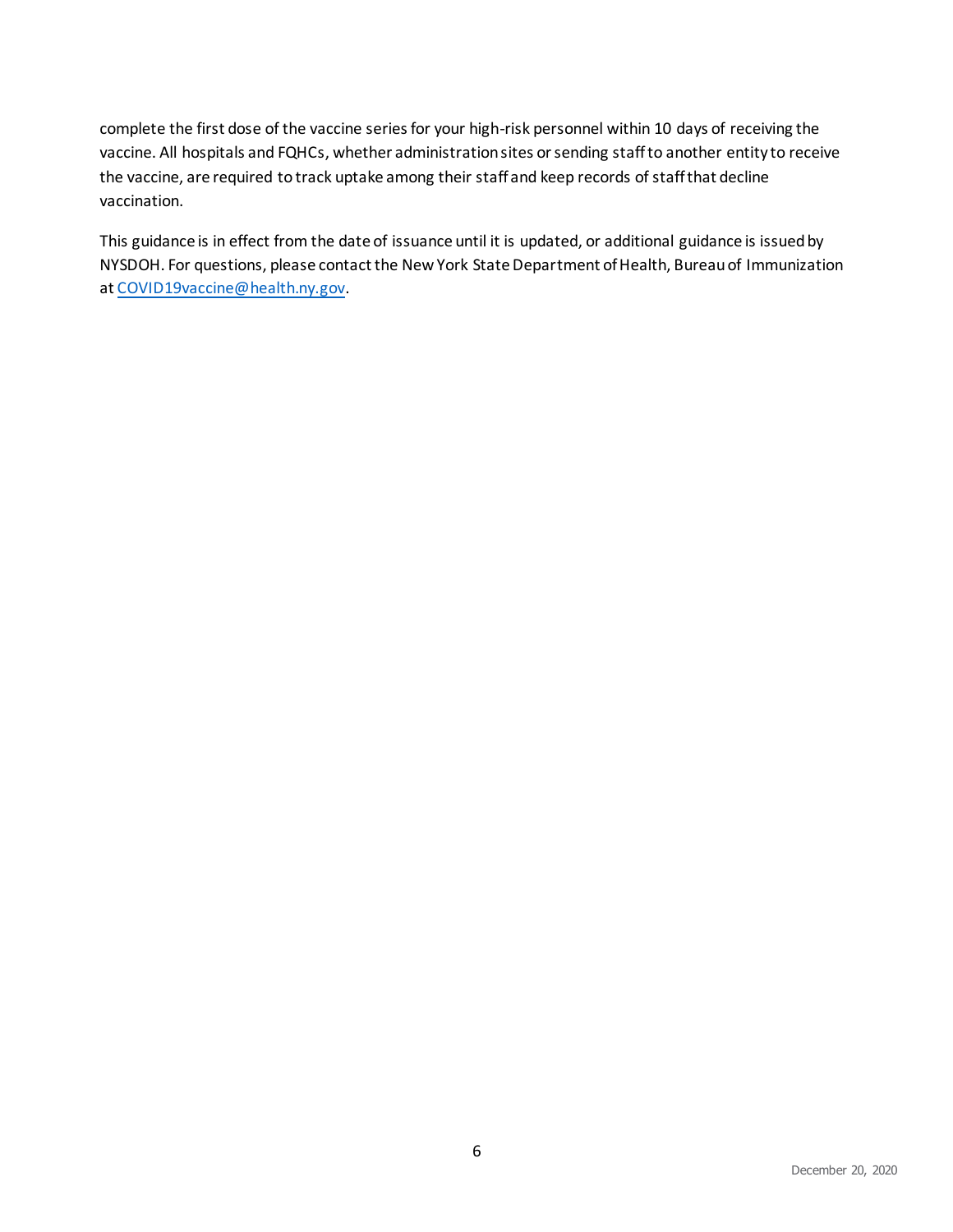complete the first dose of the vaccine series for your high-risk personnel within 10 days of receiving the vaccine. All hospitals and FQHCs, whether administration sites or sending staff to another entity to receive the vaccine, are required to track uptake among their staff and keep records of staff that decline vaccination.

This guidance is in effect from the date of issuance until it is updated, or additional guidance is issued by NYSDOH. For questions, please contact the New York State Department of Health, Bureau of Immunization at COVID19vaccine@health.ny.gov.